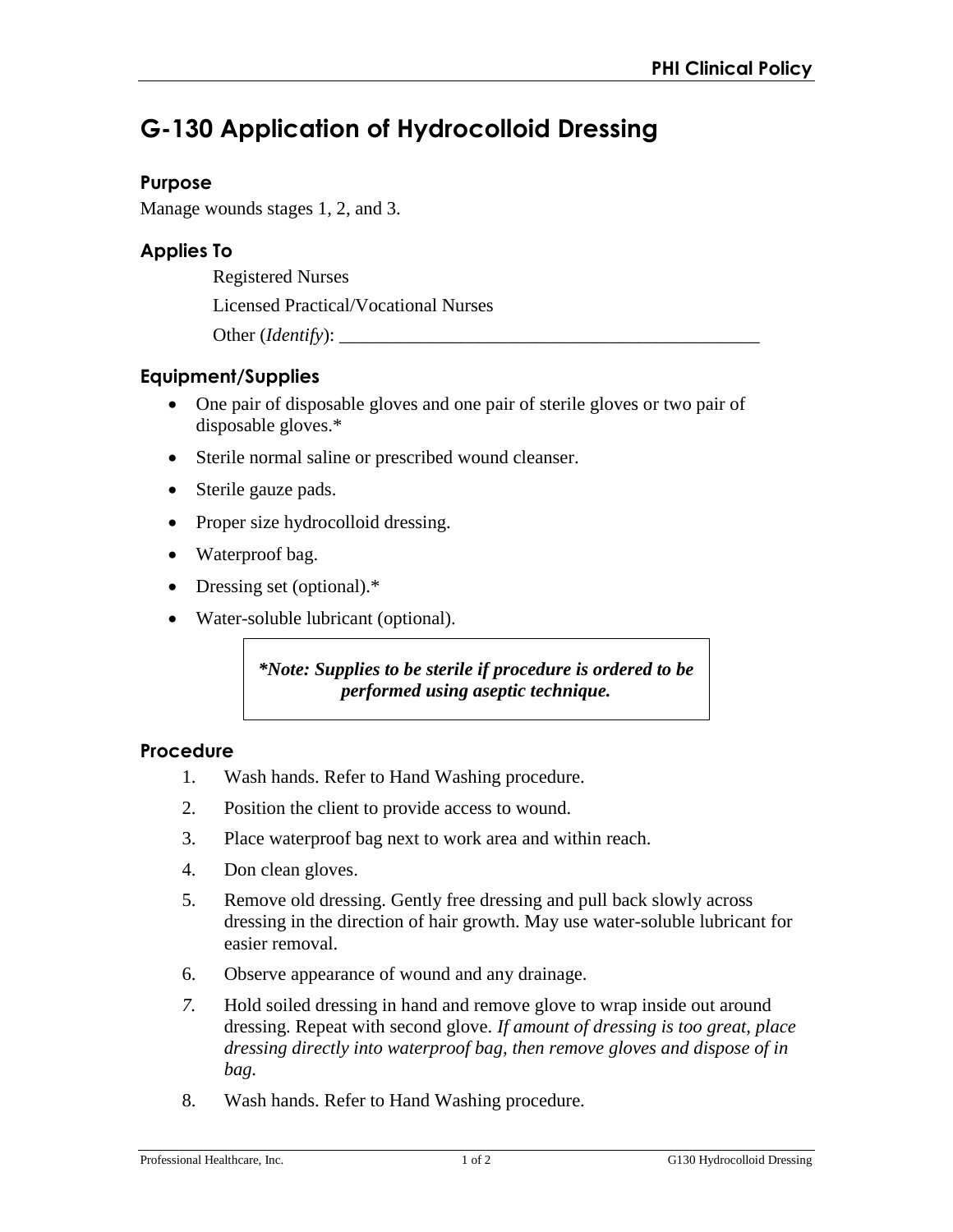# G-130 Application of Hydrocolloid Dressing

## Purpose

Manage wounds stages 1, 2, and 3.

## Applies To

Registered Nurses

Licensed Practical/Vocational Nurses

Other (*Identify*): _______________________________________________

## Equipment/Supplies

- One pair of disposable gloves and one pair of sterile gloves or two pair of disposable gloves.*
- Sterile normal saline or prescribed wound cleanser.
- Sterile gauze pads.
- Proper size hydrocolloid dressing.
- Waterproof bag.
- Dressing set (optional).*
- Water-soluble lubricant (optional).

> ***Note: Supplies to be sterile if procedure is ordered to be performed using aseptic technique.***

## Procedure

1. Wash hands. Refer to Hand Washing procedure.
2. Position the client to provide access to wound.
3. Place waterproof bag next to work area and within reach.
4. Don clean gloves.
5. Remove old dressing. Gently free dressing and pull back slowly across dressing in the direction of hair growth. May use water-soluble lubricant for easier removal.
6. Observe appearance of wound and any drainage.
7. Hold soiled dressing in hand and remove glove to wrap inside out around dressing. Repeat with second glove. *If amount of dressing is too great, place dressing directly into waterproof bag, then remove gloves and dispose of in bag.*
8. Wash hands. Refer to Hand Washing procedure.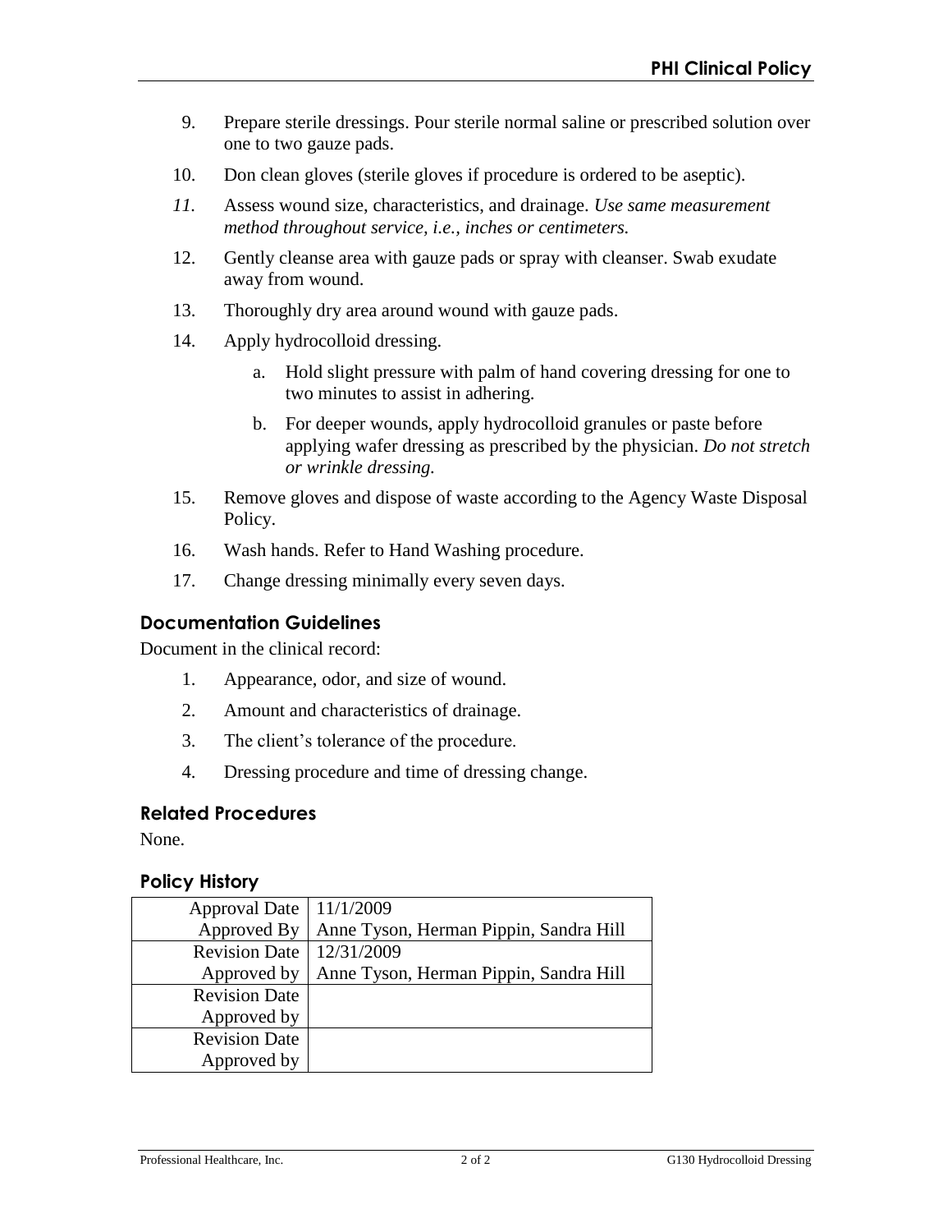9. Prepare sterile dressings. Pour sterile normal saline or prescribed solution over one to two gauze pads.
10. Don clean gloves (sterile gloves if procedure is ordered to be aseptic).
11. Assess wound size, characteristics, and drainage. *Use same measurement method throughout service, i.e., inches or centimeters.*
12. Gently cleanse area with gauze pads or spray with cleanser. Swab exudate away from wound.
13. Thoroughly dry area around wound with gauze pads.
14. Apply hydrocolloid dressing.
    a. Hold slight pressure with palm of hand covering dressing for one to two minutes to assist in adhering.
    b. For deeper wounds, apply hydrocolloid granules or paste before applying wafer dressing as prescribed by the physician. *Do not stretch or wrinkle dressing.*
15. Remove gloves and dispose of waste according to the Agency Waste Disposal Policy.
16. Wash hands. Refer to Hand Washing procedure.
17. Change dressing minimally every seven days.

## Documentation Guidelines

Document in the clinical record:

1. Appearance, odor, and size of wound.
2. Amount and characteristics of drainage.
3. The client's tolerance of the procedure.
4. Dressing procedure and time of dressing change.

## Related Procedures

None.

## Policy History

| | |
|---|---|
| Approval Date | 11/1/2009 |
| Approved By | Anne Tyson, Herman Pippin, Sandra Hill |
| Revision Date | 12/31/2009 |
| Approved by | Anne Tyson, Herman Pippin, Sandra Hill |
| Revision Date | |
| Approved by | |
| Revision Date | |
| Approved by | |